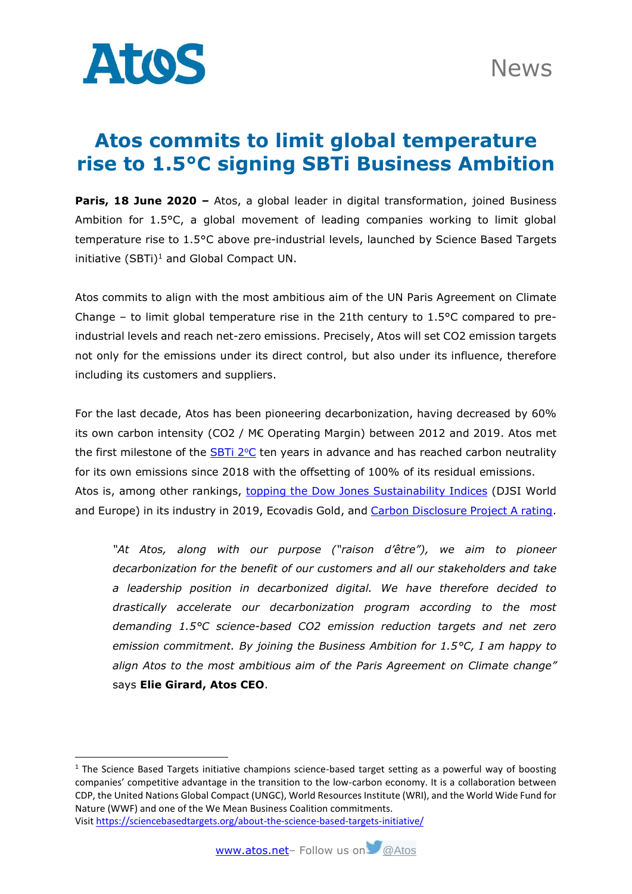# Atos commits to limit global temperature rise to 1.5°C signing SBTi Business Ambition

**Paris, 18 June 2020 –** Atos, a global leader in digital transformation, joined Business Ambition for 1.5°C, a global movement of leading companies working to limit global temperature rise to 1.5°C above pre-industrial levels, launched by Science Based Targets initiative (SBTi)[1] and Global Compact UN.

Atos commits to align with the most ambitious aim of the UN Paris Agreement on Climate Change – to limit global temperature rise in the 21th century to 1.5°C compared to pre-industrial levels and reach net-zero emissions. Precisely, Atos will set $CO_2$ emission targets not only for the emissions under its direct control, but also under its influence, therefore including its customers and suppliers.

For the last decade, Atos has been pioneering decarbonization, having decreased by 60% its own carbon intensity ($CO_2$ / M€ Operating Margin) between 2012 and 2019. Atos met the first milestone of the SBTi 2°C ten years in advance and has reached carbon neutrality for its own emissions since 2018 with the offsetting of 100% of its residual emissions. Atos is, among other rankings, topping the Dow Jones Sustainability Indices (DJSI World and Europe) in its industry in 2019, Ecovadis Gold, and Carbon Disclosure Project A rating.

> *"At Atos, along with our purpose ("raison d'être"), we aim to pioneer decarbonization for the benefit of our customers and all our stakeholders and take a leadership position in decarbonized digital. We have therefore decided to drastically accelerate our decarbonization program according to the most demanding 1.5°C science-based CO2 emission reduction targets and net zero emission commitment. By joining the Business Ambition for 1.5°C, I am happy to align Atos to the most ambitious aim of the Paris Agreement on Climate change"* says **Elie Girard, Atos CEO**.

---

[1] The Science Based Targets initiative champions science-based target setting as a powerful way of boosting companies' competitive advantage in the transition to the low-carbon economy. It is a collaboration between CDP, the United Nations Global Compact (UNGC), World Resources Institute (WRI), and the World Wide Fund for Nature (WWF) and one of the We Mean Business Coalition commitments.
Visit https://sciencebasedtargets.org/about-the-science-based-targets-initiative/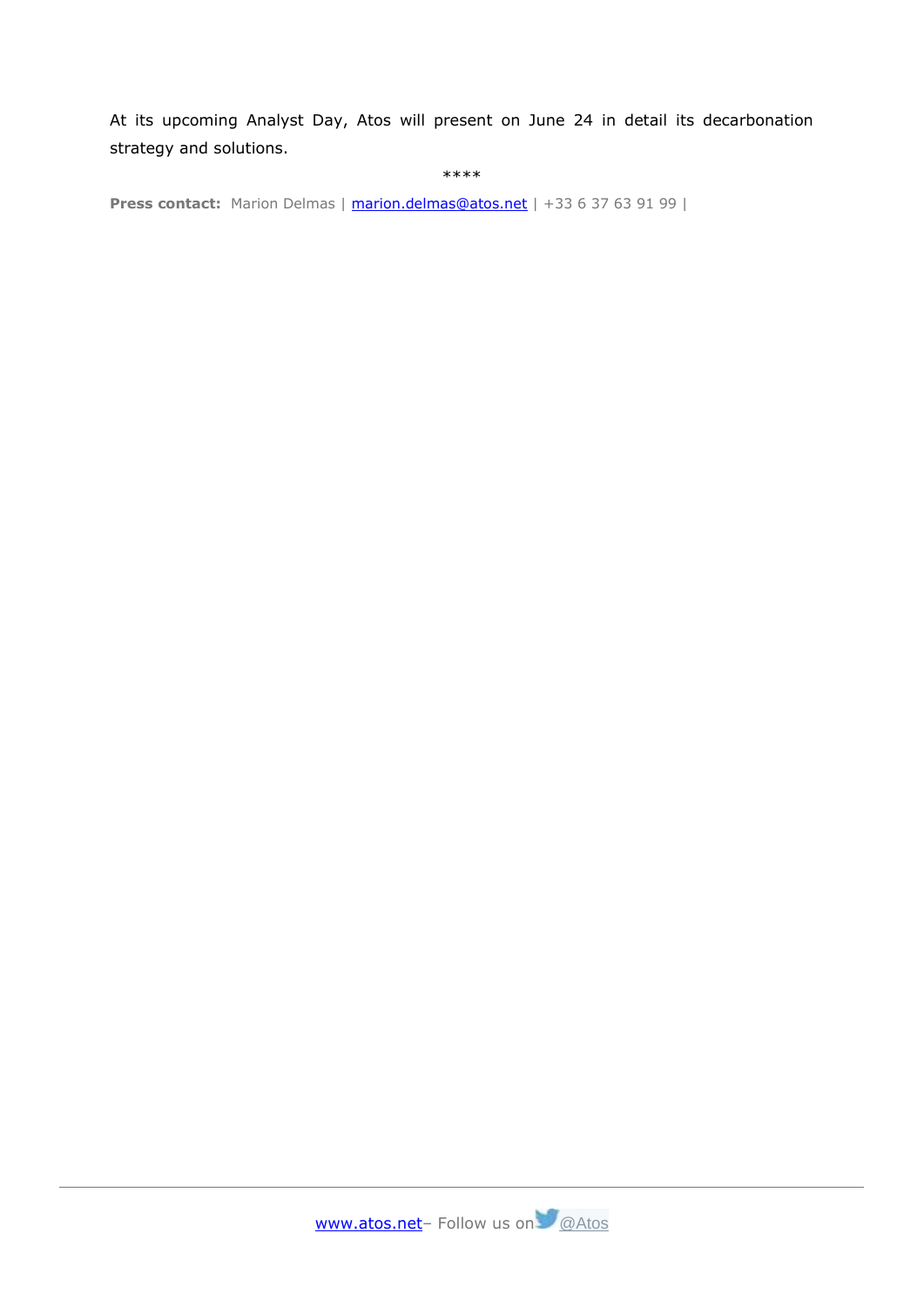At its upcoming Analyst Day, Atos will present on June 24 in detail its decarbonation strategy and solutions.

****

**Press contact:** Marion Delmas | marion.delmas@atos.net | +33 6 37 63 91 99 |

www.atos.net– Follow us on @Atos